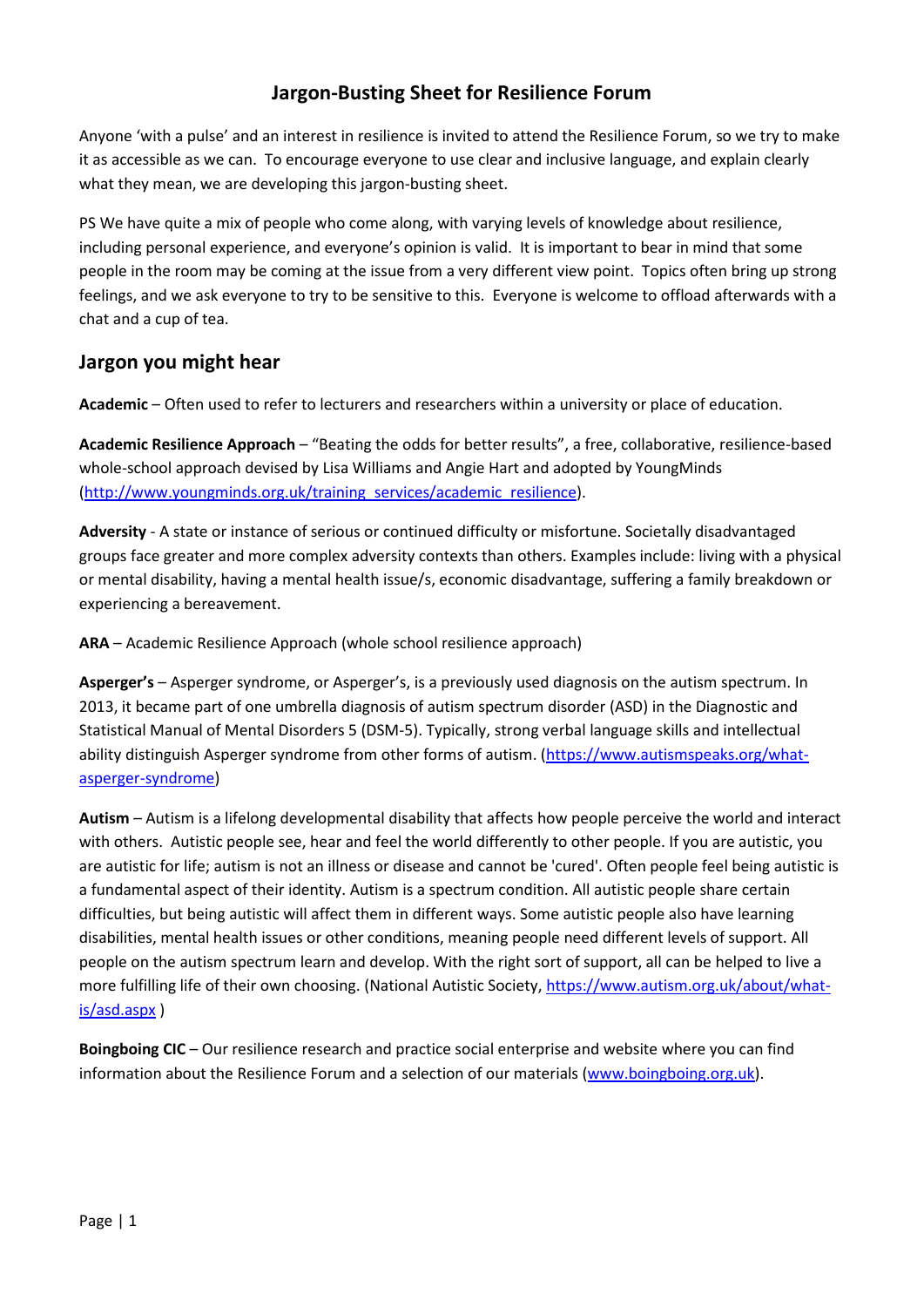# Jargon-Busting Sheet for Resilience Forum

Anyone 'with a pulse' and an interest in resilience is invited to attend the Resilience Forum, so we try to make it as accessible as we can. To encourage everyone to use clear and inclusive language, and explain clearly what they mean, we are developing this jargon-busting sheet.

PS We have quite a mix of people who come along, with varying levels of knowledge about resilience, including personal experience, and everyone's opinion is valid. It is important to bear in mind that some people in the room may be coming at the issue from a very different view point. Topics often bring up strong feelings, and we ask everyone to try to be sensitive to this. Everyone is welcome to offload afterwards with a chat and a cup of tea.

## Jargon you might hear

**Academic** – Often used to refer to lecturers and researchers within a university or place of education.

**Academic Resilience Approach** – "Beating the odds for better results", a free, collaborative, resilience-based whole-school approach devised by Lisa Williams and Angie Hart and adopted by YoungMinds (http://www.youngminds.org.uk/training_services/academic_resilience).

**Adversity** - A state or instance of serious or continued difficulty or misfortune. Societally disadvantaged groups face greater and more complex adversity contexts than others. Examples include: living with a physical or mental disability, having a mental health issue/s, economic disadvantage, suffering a family breakdown or experiencing a bereavement.

**ARA** – Academic Resilience Approach (whole school resilience approach)

**Asperger's** – Asperger syndrome, or Asperger's, is a previously used diagnosis on the autism spectrum. In 2013, it became part of one umbrella diagnosis of autism spectrum disorder (ASD) in the Diagnostic and Statistical Manual of Mental Disorders 5 (DSM-5). Typically, strong verbal language skills and intellectual ability distinguish Asperger syndrome from other forms of autism. (https://www.autismspeaks.org/what-asperger-syndrome)

**Autism** – Autism is a lifelong developmental disability that affects how people perceive the world and interact with others. Autistic people see, hear and feel the world differently to other people. If you are autistic, you are autistic for life; autism is not an illness or disease and cannot be 'cured'. Often people feel being autistic is a fundamental aspect of their identity. Autism is a spectrum condition. All autistic people share certain difficulties, but being autistic will affect them in different ways. Some autistic people also have learning disabilities, mental health issues or other conditions, meaning people need different levels of support. All people on the autism spectrum learn and develop. With the right sort of support, all can be helped to live a more fulfilling life of their own choosing. (National Autistic Society, https://www.autism.org.uk/about/what-is/asd.aspx )

**Boingboing CIC** – Our resilience research and practice social enterprise and website where you can find information about the Resilience Forum and a selection of our materials (www.boingboing.org.uk).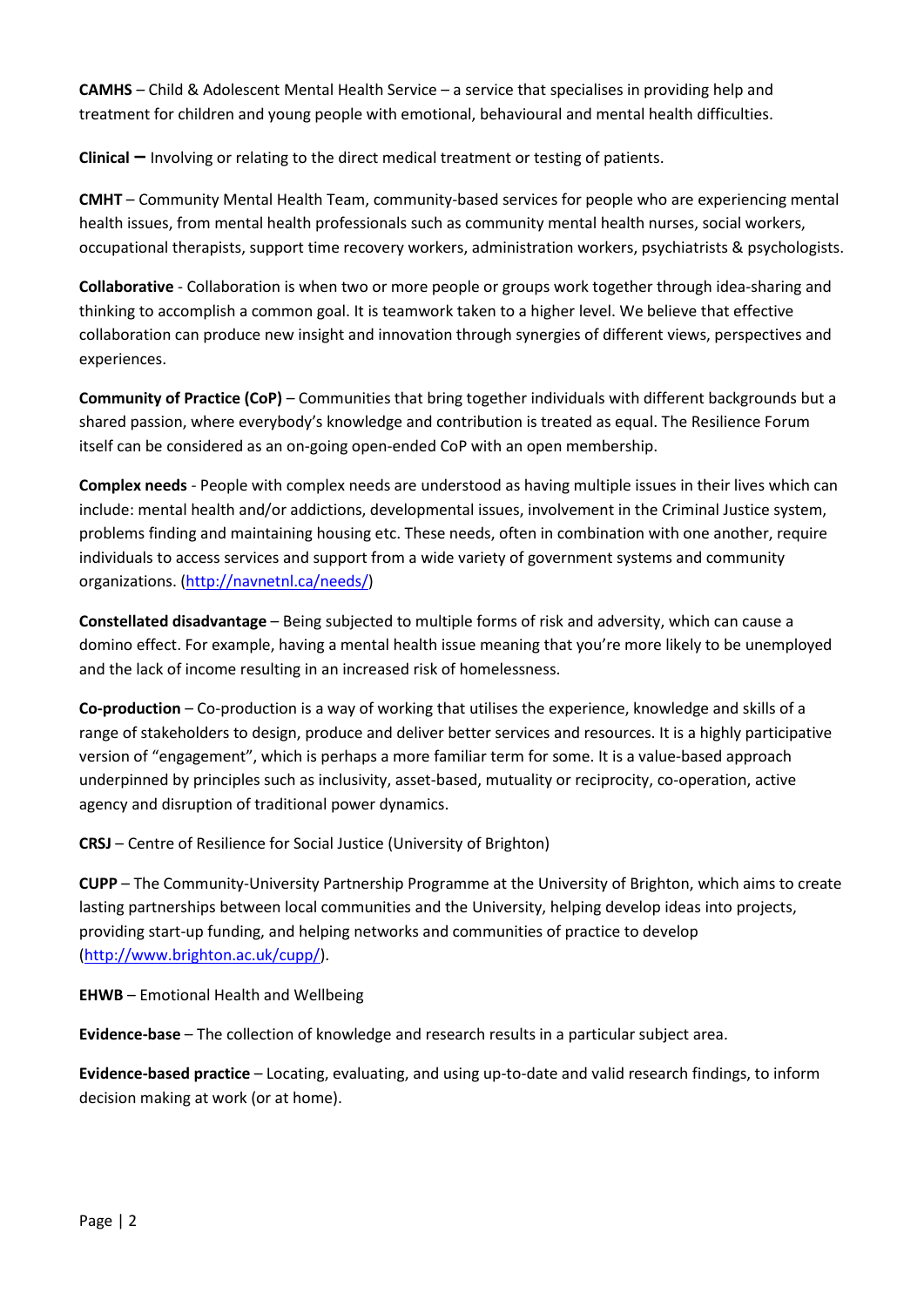**CAMHS** – Child & Adolescent Mental Health Service – a service that specialises in providing help and treatment for children and young people with emotional, behavioural and mental health difficulties.

**Clinical –** Involving or relating to the direct medical treatment or testing of patients.

**CMHT** – Community Mental Health Team, community-based services for people who are experiencing mental health issues, from mental health professionals such as community mental health nurses, social workers, occupational therapists, support time recovery workers, administration workers, psychiatrists & psychologists.

**Collaborative** - Collaboration is when two or more people or groups work together through idea-sharing and thinking to accomplish a common goal. It is teamwork taken to a higher level. We believe that effective collaboration can produce new insight and innovation through synergies of different views, perspectives and experiences.

**Community of Practice (CoP)** – Communities that bring together individuals with different backgrounds but a shared passion, where everybody's knowledge and contribution is treated as equal. The Resilience Forum itself can be considered as an on-going open-ended CoP with an open membership.

**Complex needs** - People with complex needs are understood as having multiple issues in their lives which can include: mental health and/or addictions, developmental issues, involvement in the Criminal Justice system, problems finding and maintaining housing etc. These needs, often in combination with one another, require individuals to access services and support from a wide variety of government systems and community organizations. (http://navnetnl.ca/needs/)

**Constellated disadvantage** – Being subjected to multiple forms of risk and adversity, which can cause a domino effect. For example, having a mental health issue meaning that you're more likely to be unemployed and the lack of income resulting in an increased risk of homelessness.

**Co-production** – Co-production is a way of working that utilises the experience, knowledge and skills of a range of stakeholders to design, produce and deliver better services and resources. It is a highly participative version of "engagement", which is perhaps a more familiar term for some. It is a value-based approach underpinned by principles such as inclusivity, asset-based, mutuality or reciprocity, co-operation, active agency and disruption of traditional power dynamics.

**CRSJ** – Centre of Resilience for Social Justice (University of Brighton)

**CUPP** – The Community-University Partnership Programme at the University of Brighton, which aims to create lasting partnerships between local communities and the University, helping develop ideas into projects, providing start-up funding, and helping networks and communities of practice to develop (http://www.brighton.ac.uk/cupp/).

**EHWB** – Emotional Health and Wellbeing

**Evidence-base** – The collection of knowledge and research results in a particular subject area.

**Evidence-based practice** – Locating, evaluating, and using up-to-date and valid research findings, to inform decision making at work (or at home).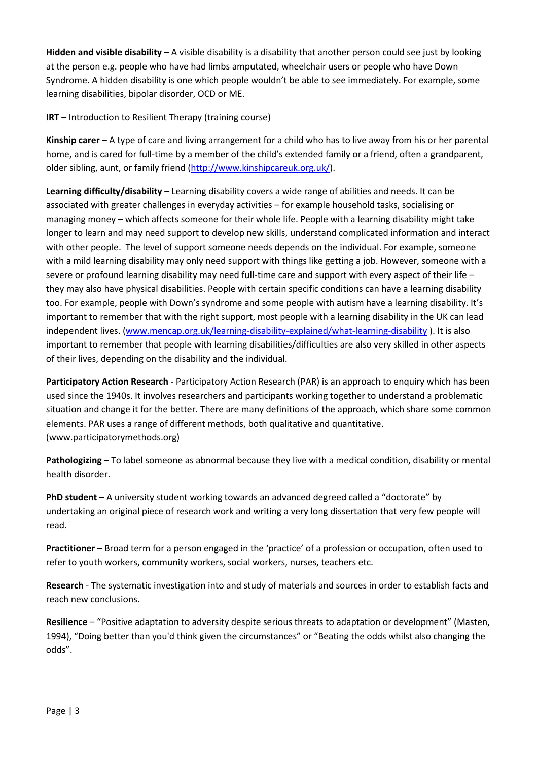**Hidden and visible disability** – A visible disability is a disability that another person could see just by looking at the person e.g. people who have had limbs amputated, wheelchair users or people who have Down Syndrome. A hidden disability is one which people wouldn't be able to see immediately. For example, some learning disabilities, bipolar disorder, OCD or ME.

**IRT** – Introduction to Resilient Therapy (training course)

**Kinship carer** – A type of care and living arrangement for a child who has to live away from his or her parental home, and is cared for full-time by a member of the child's extended family or a friend, often a grandparent, older sibling, aunt, or family friend (http://www.kinshipcareuk.org.uk/).

**Learning difficulty/disability** – Learning disability covers a wide range of abilities and needs. It can be associated with greater challenges in everyday activities – for example household tasks, socialising or managing money – which affects someone for their whole life. People with a learning disability might take longer to learn and may need support to develop new skills, understand complicated information and interact with other people. The level of support someone needs depends on the individual. For example, someone with a mild learning disability may only need support with things like getting a job. However, someone with a severe or profound learning disability may need full-time care and support with every aspect of their life – they may also have physical disabilities. People with certain specific conditions can have a learning disability too. For example, people with Down's syndrome and some people with autism have a learning disability. It's important to remember that with the right support, most people with a learning disability in the UK can lead independent lives. (www.mencap.org.uk/learning-disability-explained/what-learning-disability ). It is also important to remember that people with learning disabilities/difficulties are also very skilled in other aspects of their lives, depending on the disability and the individual.

**Participatory Action Research** - Participatory Action Research (PAR) is an approach to enquiry which has been used since the 1940s. It involves researchers and participants working together to understand a problematic situation and change it for the better. There are many definitions of the approach, which share some common elements. PAR uses a range of different methods, both qualitative and quantitative. (www.participatorymethods.org)

**Pathologizing –** To label someone as abnormal because they live with a medical condition, disability or mental health disorder.

**PhD student** – A university student working towards an advanced degreed called a "doctorate" by undertaking an original piece of research work and writing a very long dissertation that very few people will read.

**Practitioner** – Broad term for a person engaged in the 'practice' of a profession or occupation, often used to refer to youth workers, community workers, social workers, nurses, teachers etc.

**Research** - The systematic investigation into and study of materials and sources in order to establish facts and reach new conclusions.

**Resilience** – "Positive adaptation to adversity despite serious threats to adaptation or development" (Masten, 1994), "Doing better than you'd think given the circumstances" or "Beating the odds whilst also changing the odds".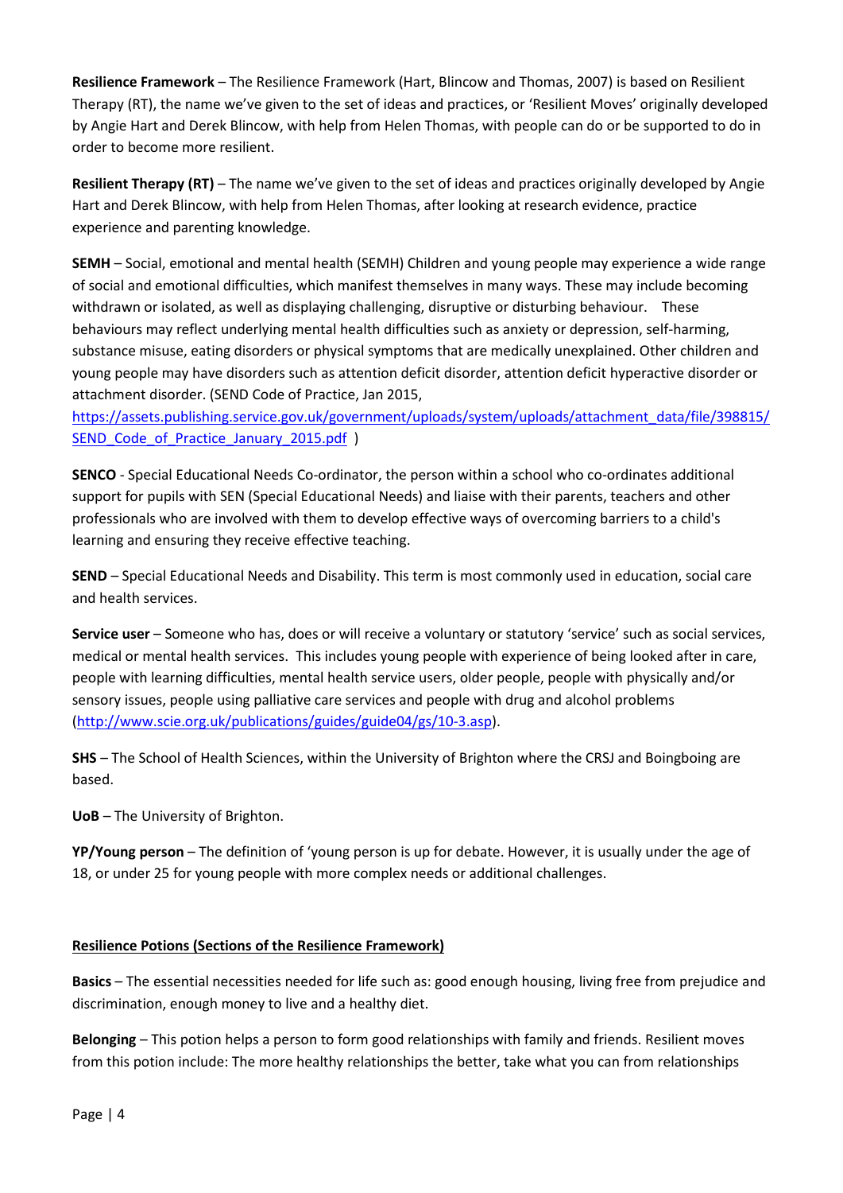**Resilience Framework** – The Resilience Framework (Hart, Blincow and Thomas, 2007) is based on Resilient Therapy (RT), the name we've given to the set of ideas and practices, or 'Resilient Moves' originally developed by Angie Hart and Derek Blincow, with help from Helen Thomas, with people can do or be supported to do in order to become more resilient.

**Resilient Therapy (RT)** – The name we've given to the set of ideas and practices originally developed by Angie Hart and Derek Blincow, with help from Helen Thomas, after looking at research evidence, practice experience and parenting knowledge.

**SEMH** – Social, emotional and mental health (SEMH) Children and young people may experience a wide range of social and emotional difficulties, which manifest themselves in many ways. These may include becoming withdrawn or isolated, as well as displaying challenging, disruptive or disturbing behaviour. These behaviours may reflect underlying mental health difficulties such as anxiety or depression, self-harming, substance misuse, eating disorders or physical symptoms that are medically unexplained. Other children and young people may have disorders such as attention deficit disorder, attention deficit hyperactive disorder or attachment disorder. (SEND Code of Practice, Jan 2015, [https://assets.publishing.service.gov.uk/government/uploads/system/uploads/attachment_data/file/398815/SEND_Code_of_Practice_January_2015.pdf](https://assets.publishing.service.gov.uk/government/uploads/system/uploads/attachment_data/file/398815/SEND_Code_of_Practice_January_2015.pdf) )

**SENCO** - Special Educational Needs Co-ordinator, the person within a school who co-ordinates additional support for pupils with SEN (Special Educational Needs) and liaise with their parents, teachers and other professionals who are involved with them to develop effective ways of overcoming barriers to a child's learning and ensuring they receive effective teaching.

**SEND** – Special Educational Needs and Disability. This term is most commonly used in education, social care and health services.

**Service user** – Someone who has, does or will receive a voluntary or statutory 'service' such as social services, medical or mental health services. This includes young people with experience of being looked after in care, people with learning difficulties, mental health service users, older people, people with physically and/or sensory issues, people using palliative care services and people with drug and alcohol problems ([http://www.scie.org.uk/publications/guides/guide04/gs/10-3.asp](http://www.scie.org.uk/publications/guides/guide04/gs/10-3.asp)).

**SHS** – The School of Health Sciences, within the University of Brighton where the CRSJ and Boingboing are based.

**UoB** – The University of Brighton.

**YP/Young person** – The definition of 'young person is up for debate. However, it is usually under the age of 18, or under 25 for young people with more complex needs or additional challenges.

**Resilience Potions (Sections of the Resilience Framework)**

**Basics** – The essential necessities needed for life such as: good enough housing, living free from prejudice and discrimination, enough money to live and a healthy diet.

**Belonging** – This potion helps a person to form good relationships with family and friends. Resilient moves from this potion include: The more healthy relationships the better, take what you can from relationships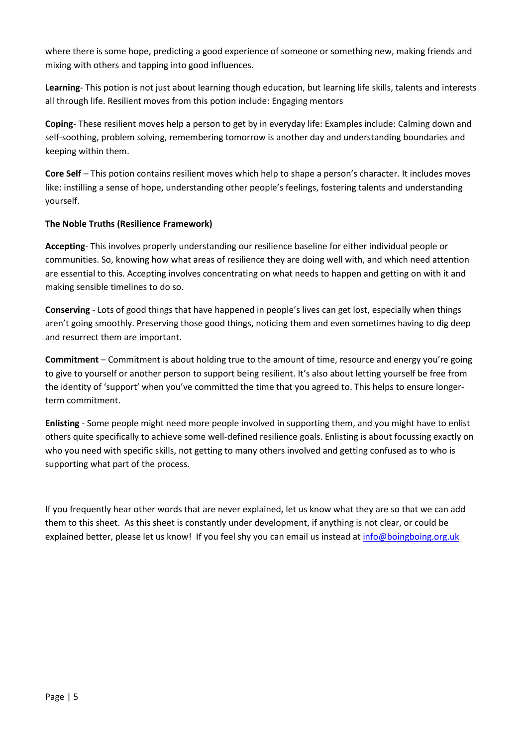where there is some hope, predicting a good experience of someone or something new, making friends and mixing with others and tapping into good influences.

**Learning**- This potion is not just about learning though education, but learning life skills, talents and interests all through life. Resilient moves from this potion include: Engaging mentors

**Coping**- These resilient moves help a person to get by in everyday life: Examples include: Calming down and self-soothing, problem solving, remembering tomorrow is another day and understanding boundaries and keeping within them.

**Core Self** – This potion contains resilient moves which help to shape a person's character. It includes moves like: instilling a sense of hope, understanding other people's feelings, fostering talents and understanding yourself.

**The Noble Truths (Resilience Framework)**

**Accepting**- This involves properly understanding our resilience baseline for either individual people or communities. So, knowing how what areas of resilience they are doing well with, and which need attention are essential to this. Accepting involves concentrating on what needs to happen and getting on with it and making sensible timelines to do so.

**Conserving** - Lots of good things that have happened in people's lives can get lost, especially when things aren't going smoothly. Preserving those good things, noticing them and even sometimes having to dig deep and resurrect them are important.

**Commitment** – Commitment is about holding true to the amount of time, resource and energy you're going to give to yourself or another person to support being resilient. It's also about letting yourself be free from the identity of 'support' when you've committed the time that you agreed to. This helps to ensure longer-term commitment.

**Enlisting** - Some people might need more people involved in supporting them, and you might have to enlist others quite specifically to achieve some well-defined resilience goals. Enlisting is about focussing exactly on who you need with specific skills, not getting to many others involved and getting confused as to who is supporting what part of the process.

If you frequently hear other words that are never explained, let us know what they are so that we can add them to this sheet. As this sheet is constantly under development, if anything is not clear, or could be explained better, please let us know! If you feel shy you can email us instead at info@boingboing.org.uk